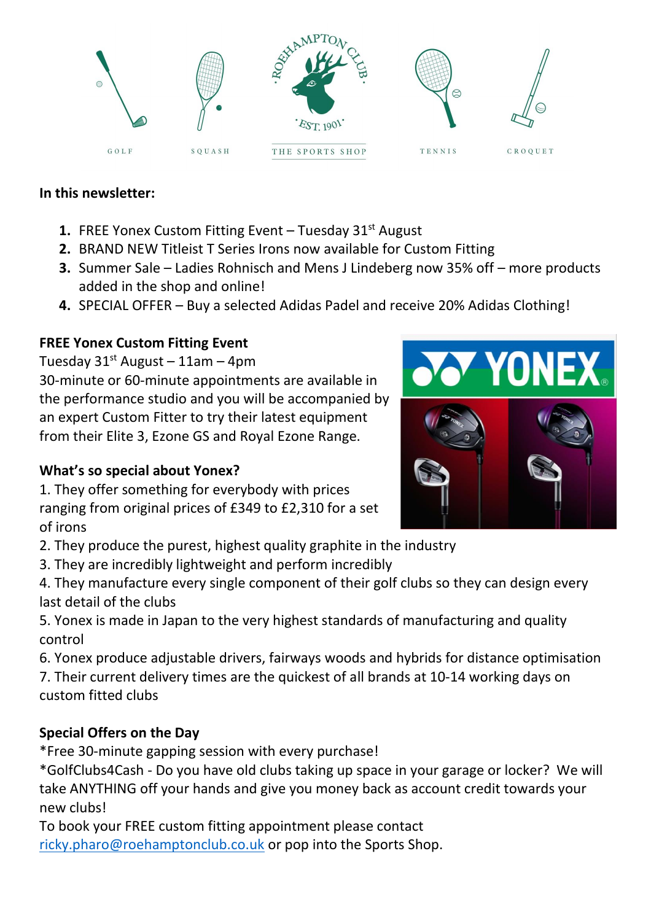GOLF SQUASH THE SPORTS SHOP TENNIS CROQUET

**In this newsletter:**

1. FREE Yonex Custom Fitting Event – Tuesday 31st August
2. BRAND NEW Titleist T Series Irons now available for Custom Fitting
3. Summer Sale – Ladies Rohnisch and Mens J Lindeberg now 35% off – more products added in the shop and online!
4. SPECIAL OFFER – Buy a selected Adidas Padel and receive 20% Adidas Clothing!

**FREE Yonex Custom Fitting Event**

Tuesday 31st August – 11am – 4pm

30-minute or 60-minute appointments are available in the performance studio and you will be accompanied by an expert Custom Fitter to try their latest equipment from their Elite 3, Ezone GS and Royal Ezone Range.

**What's so special about Yonex?**

1. They offer something for everybody with prices ranging from original prices of £349 to £2,310 for a set of irons
2. They produce the purest, highest quality graphite in the industry
3. They are incredibly lightweight and perform incredibly
4. They manufacture every single component of their golf clubs so they can design every last detail of the clubs
5. Yonex is made in Japan to the very highest standards of manufacturing and quality control
6. Yonex produce adjustable drivers, fairways woods and hybrids for distance optimisation
7. Their current delivery times are the quickest of all brands at 10-14 working days on custom fitted clubs

**Special Offers on the Day**

*Free 30-minute gapping session with every purchase!

*GolfClubs4Cash - Do you have old clubs taking up space in your garage or locker? We will take ANYTHING off your hands and give you money back as account credit towards your new clubs!

To book your FREE custom fitting appointment please contact ricky.pharo@roehamptonclub.co.uk or pop into the Sports Shop.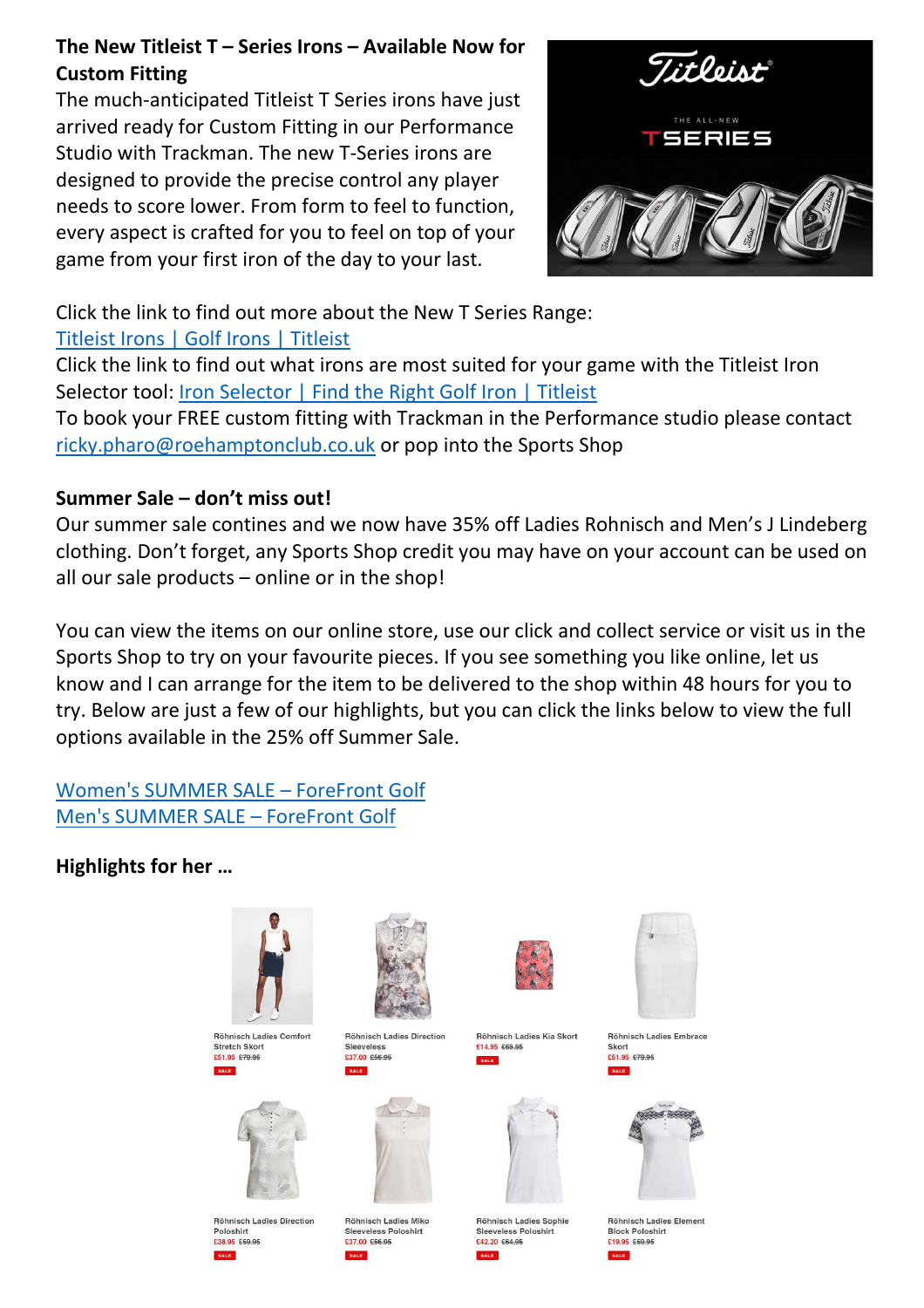**The New Titleist T – Series Irons – Available Now for Custom Fitting**

The much-anticipated Titleist T Series irons have just arrived ready for Custom Fitting in our Performance Studio with Trackman. The new T-Series irons are designed to provide the precise control any player needs to score lower. From form to feel to function, every aspect is crafted for you to feel on top of your game from your first iron of the day to your last.

Click the link to find out more about the New T Series Range:
Titleist Irons | Golf Irons | Titleist
Click the link to find out what irons are most suited for your game with the Titleist Iron Selector tool: Iron Selector | Find the Right Golf Iron | Titleist
To book your FREE custom fitting with Trackman in the Performance studio please contact ricky.pharo@roehamptonclub.co.uk or pop into the Sports Shop

**Summer Sale – don't miss out!**

Our summer sale contines and we now have 35% off Ladies Rohnisch and Men's J Lindeberg clothing. Don't forget, any Sports Shop credit you may have on your account can be used on all our sale products – online or in the shop!

You can view the items on our online store, use our click and collect service or visit us in the Sports Shop to try on your favourite pieces. If you see something you like online, let us know and I can arrange for the item to be delivered to the shop within 48 hours for you to try. Below are just a few of our highlights, but you can click the links below to view the full options available in the 25% off Summer Sale.

Women's SUMMER SALE – ForeFront Golf
Men's SUMMER SALE – ForeFront Golf

**Highlights for her …**

Röhnisch Ladies Comfort Stretch Skort
£51.95 £79.95
SALE

Röhnisch Ladies Direction Sleeveless
£37.00 £56.95
SALE

Röhnisch Ladies Kia Skort
£14.95 £69.95
SALE

Röhnisch Ladies Embrace Skort
£51.95 £79.95
SALE

Röhnisch Ladies Direction Poloshirt
£38.95 £59.95
SALE

Röhnisch Ladies Miko Sleeveless Poloshirt
£37.00 £56.95
SALE

Röhnisch Ladies Sophie Sleeveless Poloshirt
£42.20 £64.95
SALE

Röhnisch Ladies Element Block Poloshirt
£19.95 £59.95
SALE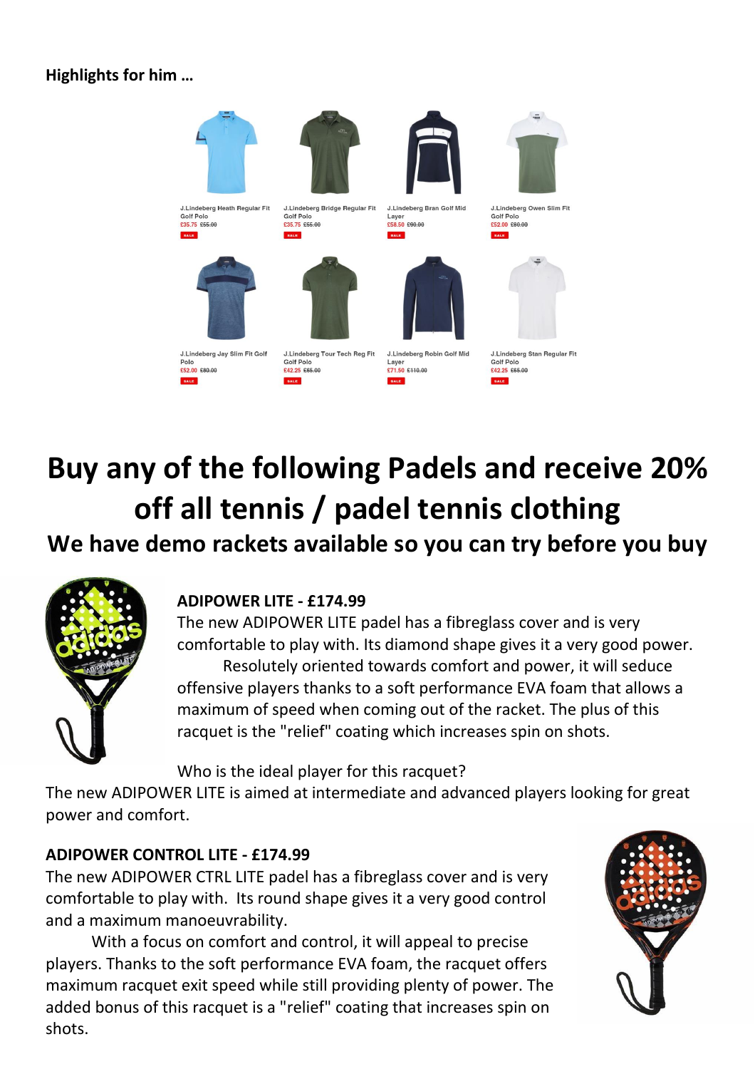**Highlights for him …**

J.Lindeberg Heath Regular Fit Golf Polo
£35.75 ~~£55.00~~
SALE

J.Lindeberg Bridge Regular Fit Golf Polo
£35.75 ~~£55.00~~
SALE

J.Lindeberg Bran Golf Mid Layer
£58.50 ~~£90.00~~
SALE

J.Lindeberg Owen Slim Fit Golf Polo
£52.00 ~~£80.00~~
SALE

J.Lindeberg Jay Slim Fit Golf Polo
£52.00 ~~£80.00~~
SALE

J.Lindeberg Tour Tech Reg Fit Golf Polo
£42.25 ~~£65.00~~
SALE

J.Lindeberg Robin Golf Mid Layer
£71.50 ~~£110.00~~
SALE

J.Lindeberg Stan Regular Fit Golf Polo
£42.25 ~~£65.00~~
SALE

# Buy any of the following Padels and receive 20% off all tennis / padel tennis clothing

## We have demo rackets available so you can try before you buy

**ADIPOWER LITE - £174.99**

The new ADIPOWER LITE padel has a fibreglass cover and is very comfortable to play with. Its diamond shape gives it a very good power.

Resolutely oriented towards comfort and power, it will seduce offensive players thanks to a soft performance EVA foam that allows a maximum of speed when coming out of the racket. The plus of this racquet is the "relief" coating which increases spin on shots.

Who is the ideal player for this racquet?

The new ADIPOWER LITE is aimed at intermediate and advanced players looking for great power and comfort.

**ADIPOWER CONTROL LITE - £174.99**

The new ADIPOWER CTRL LITE padel has a fibreglass cover and is very comfortable to play with. Its round shape gives it a very good control and a maximum manoeuvrability.

With a focus on comfort and control, it will appeal to precise players. Thanks to the soft performance EVA foam, the racquet offers maximum racquet exit speed while still providing plenty of power. The added bonus of this racquet is a "relief" coating that increases spin on shots.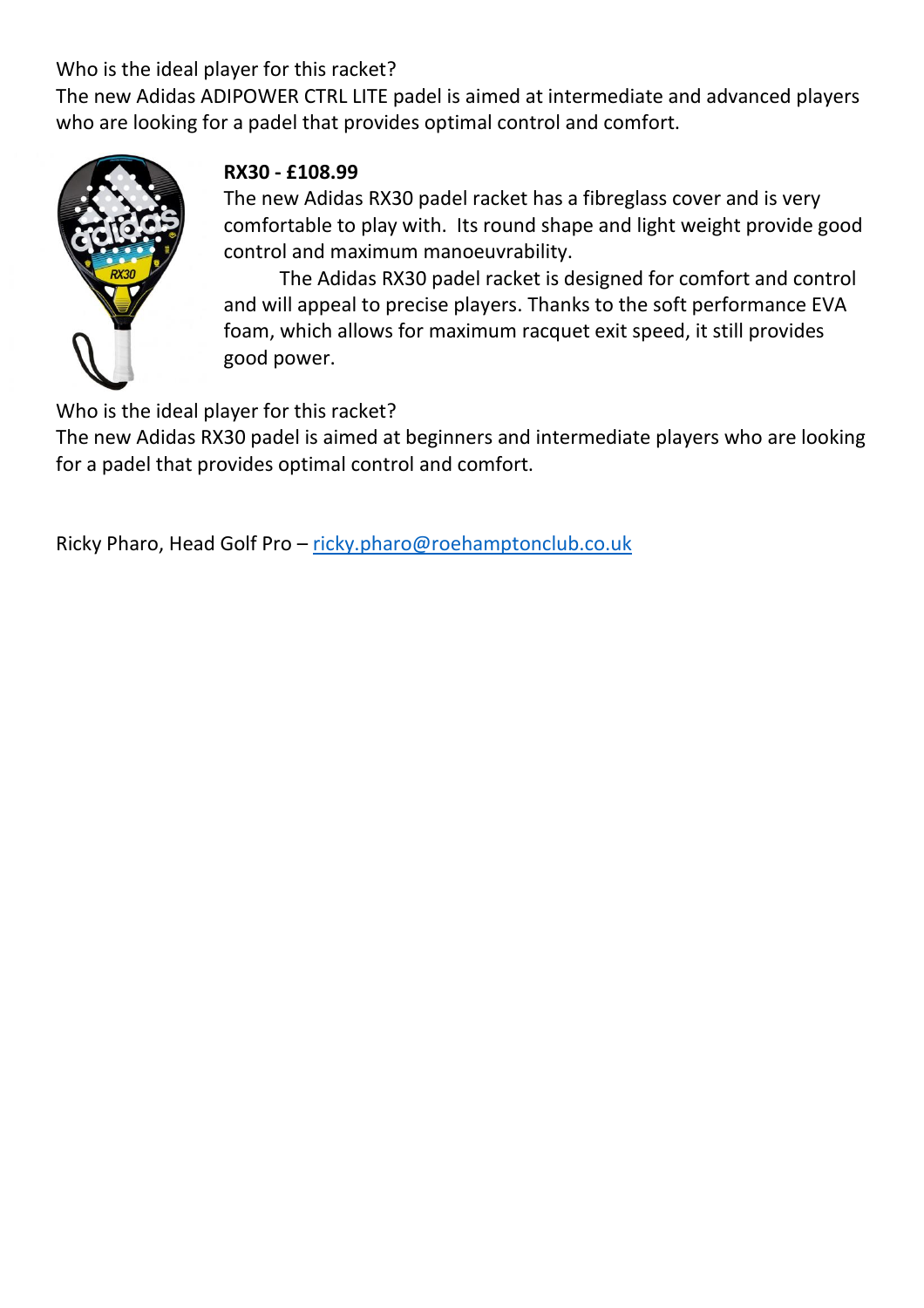Who is the ideal player for this racket?
The new Adidas ADIPOWER CTRL LITE padel is aimed at intermediate and advanced players who are looking for a padel that provides optimal control and comfort.

**RX30 - £108.99**

The new Adidas RX30 padel racket has a fibreglass cover and is very comfortable to play with. Its round shape and light weight provide good control and maximum manoeuvrability.

The Adidas RX30 padel racket is designed for comfort and control and will appeal to precise players. Thanks to the soft performance EVA foam, which allows for maximum racquet exit speed, it still provides good power.

Who is the ideal player for this racket?
The new Adidas RX30 padel is aimed at beginners and intermediate players who are looking for a padel that provides optimal control and comfort.

Ricky Pharo, Head Golf Pro – ricky.pharo@roehamptonclub.co.uk